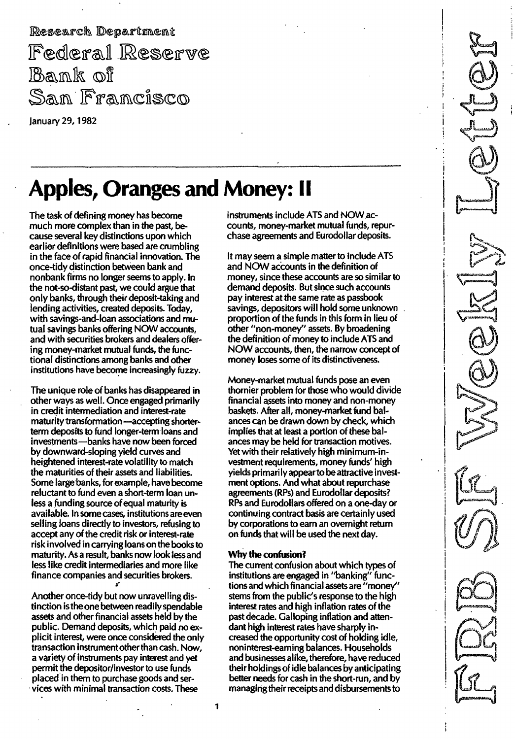Research Department

Federal Reserve Bank of San Francisco

January 29, 1982

# Apples, Oranges and Money: II

The task of defining money has become much more complex than in the past, because several key distinctions upon which earlier definitions were based are crumbling in the face of rapid financial innovation. The once-tidy distinction between bank and nonbank firms no longer seems to apply. In the not-so-distant past, we could argue that only banks, through their deposit-taking and lending activities, created deposits. Today, with savings-and-loan associations and mutual savings banks offering NOW accounts, and with securities brokers and dealers offering money-market mutual funds, the functional distinctions among banks and other institutions have become increasingly fuzzy.

The unique role of banks has disappeared in other ways as well. Once engaged primarily in credit intermediation and interest-rate maturity transformation—accepting shorter-term deposits to fund longer-term loans and investments—banks have now been forced by downward-sloping yield curves and heightened interest-rate volatility to match the maturities of their assets and liabilities. Some large banks, for example, have become reluctant to fund even a short-term loan unless a funding source of equal maturity is available. In some cases, institutions are even selling loans directly to investors, refusing to accept any of the credit risk or interest-rate risk involved in carrying loans on the books to maturity. As a result, banks now look less and less like credit intermediaries and more like finance companies and securities brokers.

Another once-tidy but now unravelling distinction is the one between readily spendable assets and other financial assets held by the public. Demand deposits, which paid no explicit interest, were once considered the only transaction instrument other than cash. Now, a variety of instruments pay interest and yet permit the depositor/investor to use funds placed in them to purchase goods and services with minimal transaction costs. These instruments include ATS and NOW accounts, money-market mutual funds, repurchase agreements and Eurodollar deposits.

It may seem a simple matter to include ATS and NOW accounts in the definition of money, since these accounts are so similar to demand deposits. But since such accounts pay interest at the same rate as passbook savings, depositors will hold some unknown proportion of the funds in this form in lieu of other "non-money" assets. By broadening the definition of money to include ATS and NOW accounts, then, the narrow concept of money loses some of its distinctiveness.

Money-market mutual funds pose an even thornier problem for those who would divide financial assets into money and non-money baskets. After all, money-market fund balances can be drawn down by check, which implies that at least a portion of these balances may be held for transaction motives. Yet with their relatively high minimum-investment requirements, money funds' high yields primarily appear to be attractive investment options. And what about repurchase agreements (RPs) and Eurodollar deposits? RPs and Eurodollars offered on a one-day or continuing contract basis are certainly used by corporations to earn an overnight return on funds that will be used the next day.

**Why the confusion?**

The current confusion about which types of institutions are engaged in "banking" functions and which financial assets are "money" stems from the public's response to the high interest rates and high inflation rates of the past decade. Galloping inflation and attendant high interest rates have sharply increased the opportunity cost of holding idle, noninterest-earning balances. Households and businesses alike, therefore, have reduced their holdings of idle balances by anticipating better needs for cash in the short-run, and by managing their receipts and disbursements to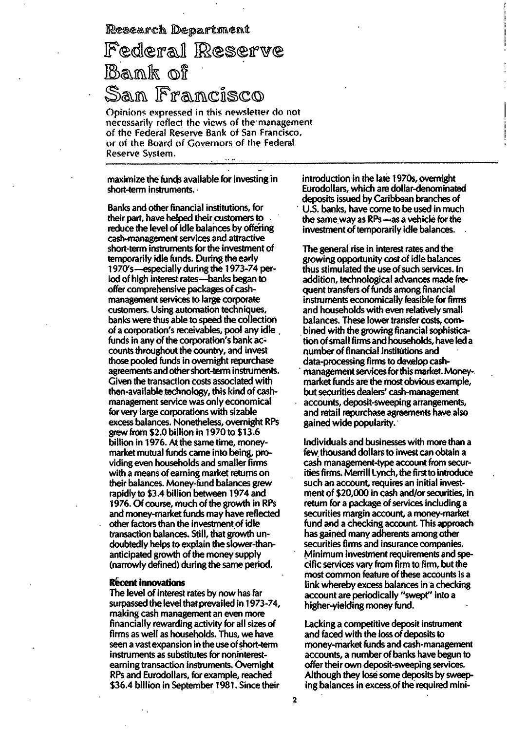# Research Department

# Federal Reserve Bank of San Francisco

Opinions expressed in this newsletter do not necessarily reflect the views of the management of the Federal Reserve Bank of San Francisco, or of the Board of Governors of the Federal Reserve System.

maximize the funds available for investing in short-term instruments.

Banks and other financial institutions, for their part, have helped their customers to reduce the level of idle balances by offering cash-management services and attractive short-term instruments for the investment of temporarily idle funds. During the early 1970's—especially during the 1973-74 period of high interest rates—banks began to offer comprehensive packages of cash-management services to large corporate customers. Using automation techniques, banks were thus able to speed the collection of a corporation's receivables, pool any idle funds in any of the corporation's bank accounts throughout the country, and invest those pooled funds in overnight repurchase agreements and other short-term instruments. Given the transaction costs associated with then-available technology, this kind of cash-management service was only economical for very large corporations with sizable excess balances. Nonetheless, overnight RPs grew from $2.0 billion in 1970 to $13.6 billion in 1976. At the same time, money-market mutual funds came into being, providing even households and smaller firms with a means of earning market returns on their balances. Money-fund balances grew rapidly to $3.4 billion between 1974 and 1976. Of course, much of the growth in RPs and money-market funds may have reflected other factors than the investment of idle transaction balances. Still, that growth undoubtedly helps to explain the slower-than-anticipated growth of the money supply (narrowly defined) during the same period.

**Recent innovations**

The level of interest rates by now has far surpassed the level that prevailed in 1973-74, making cash management an even more financially rewarding activity for all sizes of firms as well as households. Thus, we have seen a vast expansion in the use of short-term instruments as substitutes for noninterest-earning transaction instruments. Overnight RPs and Eurodollars, for example, reached $36.4 billion in September 1981. Since their introduction in the late 1970s, overnight Eurodollars, which are dollar-denominated deposits issued by Caribbean branches of U.S. banks, have come to be used in much the same way as RPs—as a vehicle for the investment of temporarily idle balances.

The general rise in interest rates and the growing opportunity cost of idle balances thus stimulated the use of such services. In addition, technological advances made frequent transfers of funds among financial instruments economically feasible for firms and households with even relatively small balances. These lower transfer costs, combined with the growing financial sophistication of small firms and households, have led a number of financial institutions and data-processing firms to develop cash-management services for this market. Money-market funds are the most obvious example, but securities dealers' cash-management accounts, deposit-sweeping arrangements, and retail repurchase agreements have also gained wide popularity.

Individuals and businesses with more than a few thousand dollars to invest can obtain a cash management-type account from securities firms. Merrill Lynch, the first to introduce such an account, requires an initial investment of $20,000 in cash and/or securities, in return for a package of services including a securities margin account, a money-market fund and a checking account. This approach has gained many adherents among other securities firms and insurance companies. Minimum investment requirements and specific services vary from firm to firm, but the most common feature of these accounts is a link whereby excess balances in a checking account are periodically "swept" into a higher-yielding money fund.

Lacking a competitive deposit instrument and faced with the loss of deposits to money-market funds and cash-management accounts, a number of banks have begun to offer their own deposit-sweeping services. Although they lose some deposits by sweeping balances in excess of the required mini-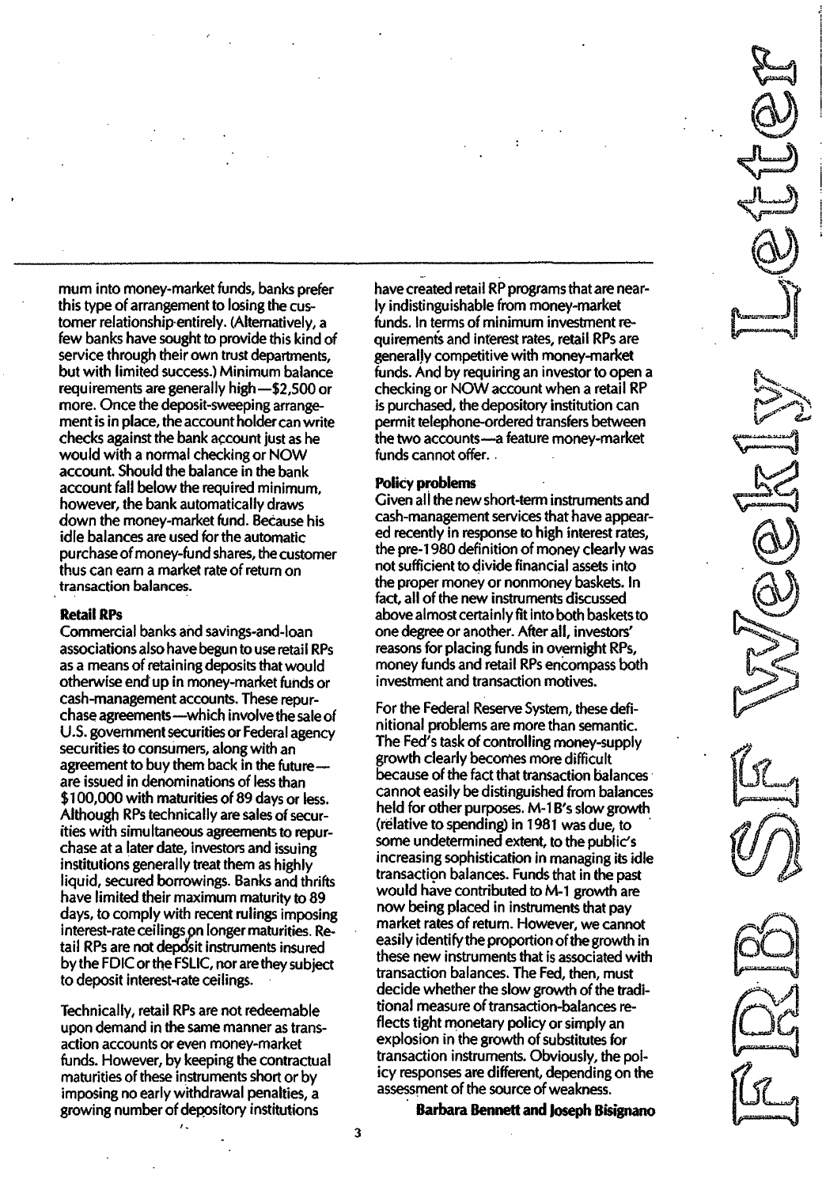mum into money-market funds, banks prefer this type of arrangement to losing the customer relationship entirely. (Alternatively, a few banks have sought to provide this kind of service through their own trust departments, but with limited success.) Minimum balance requirements are generally high—$2,500 or more. Once the deposit-sweeping arrangement is in place, the account holder can write checks against the bank account just as he would with a normal checking or NOW account. Should the balance in the bank account fall below the required minimum, however, the bank automatically draws down the money-market fund. Because his idle balances are used for the automatic purchase of money-fund shares, the customer thus can earn a market rate of return on transaction balances.

**Retail RPs**

Commercial banks and savings-and-loan associations also have begun to use retail RPs as a means of retaining deposits that would otherwise end up in money-market funds or cash-management accounts. These repurchase agreements—which involve the sale of U.S. government securities or Federal agency securities to consumers, along with an agreement to buy them back in the future—are issued in denominations of less than $100,000 with maturities of 89 days or less. Although RPs technically are sales of securities with simultaneous agreements to repurchase at a later date, investors and issuing institutions generally treat them as highly liquid, secured borrowings. Banks and thrifts have limited their maximum maturity to 89 days, to comply with recent rulings imposing interest-rate ceilings on longer maturities. Retail RPs are not deposit instruments insured by the FDIC or the FSLIC, nor are they subject to deposit interest-rate ceilings.

Technically, retail RPs are not redeemable upon demand in the same manner as transaction accounts or even money-market funds. However, by keeping the contractual maturities of these instruments short or by imposing no early withdrawal penalties, a growing number of depository institutions have created retail RP programs that are nearly indistinguishable from money-market funds. In terms of minimum investment requirements and interest rates, retail RPs are generally competitive with money-market funds. And by requiring an investor to open a checking or NOW account when a retail RP is purchased, the depository institution can permit telephone-ordered transfers between the two accounts—a feature money-market funds cannot offer.

**Policy problems**

Given all the new short-term instruments and cash-management services that have appeared recently in response to high interest rates, the pre-1980 definition of money clearly was not sufficient to divide financial assets into the proper money or nonmoney baskets. In fact, all of the new instruments discussed above almost certainly fit into both baskets to one degree or another. After all, investors' reasons for placing funds in overnight RPs, money funds and retail RPs encompass both investment and transaction motives.

For the Federal Reserve System, these definitional problems are more than semantic. The Fed's task of controlling money-supply growth clearly becomes more difficult because of the fact that transaction balances cannot easily be distinguished from balances held for other purposes. M-1B's slow growth (relative to spending) in 1981 was due, to some undetermined extent, to the public's increasing sophistication in managing its idle transaction balances. Funds that in the past would have contributed to M-1 growth are now being placed in instruments that pay market rates of return. However, we cannot easily identify the proportion of the growth in these new instruments that is associated with transaction balances. The Fed, then, must decide whether the slow growth of the traditional measure of transaction-balances reflects tight monetary policy or simply an explosion in the growth of substitutes for transaction instruments. Obviously, the policy responses are different, depending on the assessment of the source of weakness.

**Barbara Bennett and Joseph Bisignano**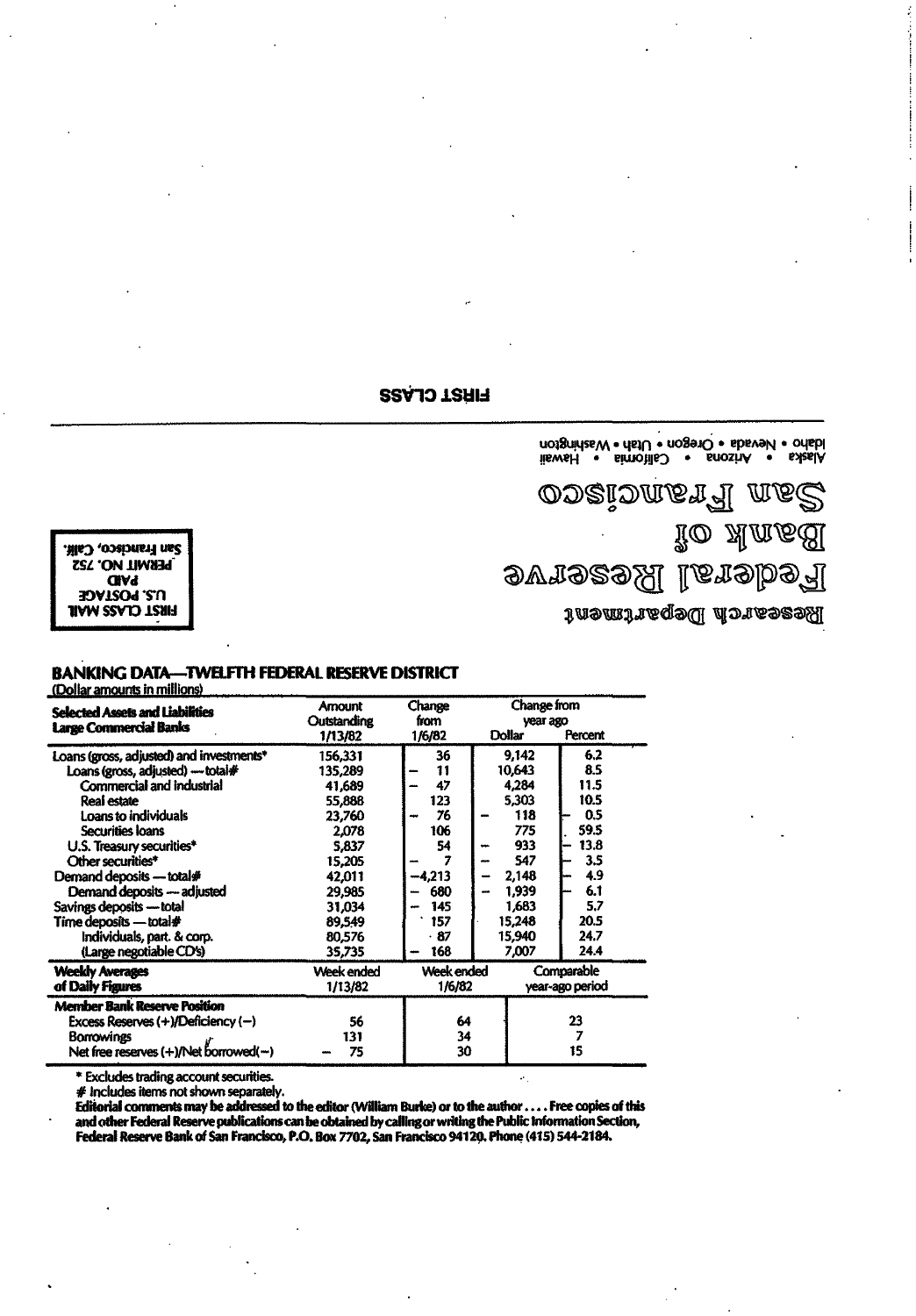FIRST CLASS

Research Department

Federal Reserve

Bank of

San Francisco

Alaska • Arizona • California • Hawaii

Idaho • Nevada • Oregon • Utah • Washington

FIRST CLASS MAIL
U.S. POSTAGE
PAID
PERMIT NO. 752
San Francisco, Calif.

## BANKING DATA—TWELFTH FEDERAL RESERVE DISTRICT

(Dollar amounts in millions)

| Selected Assets and Liabilities Large Commercial Banks | Amount Outstanding 1/13/82 | Change from 1/6/82 | Change from year ago Dollar | Percent |
|---|---|---|---|---|
| Loans (gross, adjusted) and investments* | 156,331 | 36 | 9,142 | 6.2 |
| Loans (gross, adjusted) — total# | 135,289 | – 11 | 10,643 | 8.5 |
| Commercial and industrial | 41,689 | – 47 | 4,284 | 11.5 |
| Real estate | 55,888 | 123 | 5,303 | 10.5 |
| Loans to individuals | 23,760 | – 76 | – 118 | – 0.5 |
| Securities loans | 2,078 | 106 | 775 | 59.5 |
| U.S. Treasury securities* | 5,837 | 54 | – 933 | – 13.8 |
| Other securities* | 15,205 | – 7 | – 547 | – 3.5 |
| Demand deposits — total# | 42,011 | –4,213 | – 2,148 | – 4.9 |
| Demand deposits — adjusted | 29,985 | – 680 | – 1,939 | – 6.1 |
| Savings deposits — total | 31,034 | – 145 | 1,683 | 5.7 |
| Time deposits — total# | 89,549 | 157 | 15,248 | 20.5 |
| Individuals, part. & corp. | 80,576 | 87 | 15,940 | 24.7 |
| (Large negotiable CD's) | 35,735 | – 168 | 7,007 | 24.4 |
| **Weekly Averages of Daily Figures** | **Week ended 1/13/82** | **Week ended 1/6/82** | **Comparable year-ago period** | |
| **Member Bank Reserve Position** | | | | |
| Excess Reserves (+)/Deficiency (–) | 56 | 64 | 23 | |
| Borrowings | 131 | 34 | 7 | |
| Net free reserves (+)/Net borrowed(–) | – 75 | 30 | 15 | |

\* Excludes trading account securities.

\# Includes items not shown separately.

**Editorial comments may be addressed to the editor (William Burke) or to the author .... Free copies of this and other Federal Reserve publications can be obtained by calling or writing the Public Information Section, Federal Reserve Bank of San Francisco, P.O. Box 7702, San Francisco 94120. Phone (415) 544-2184.**